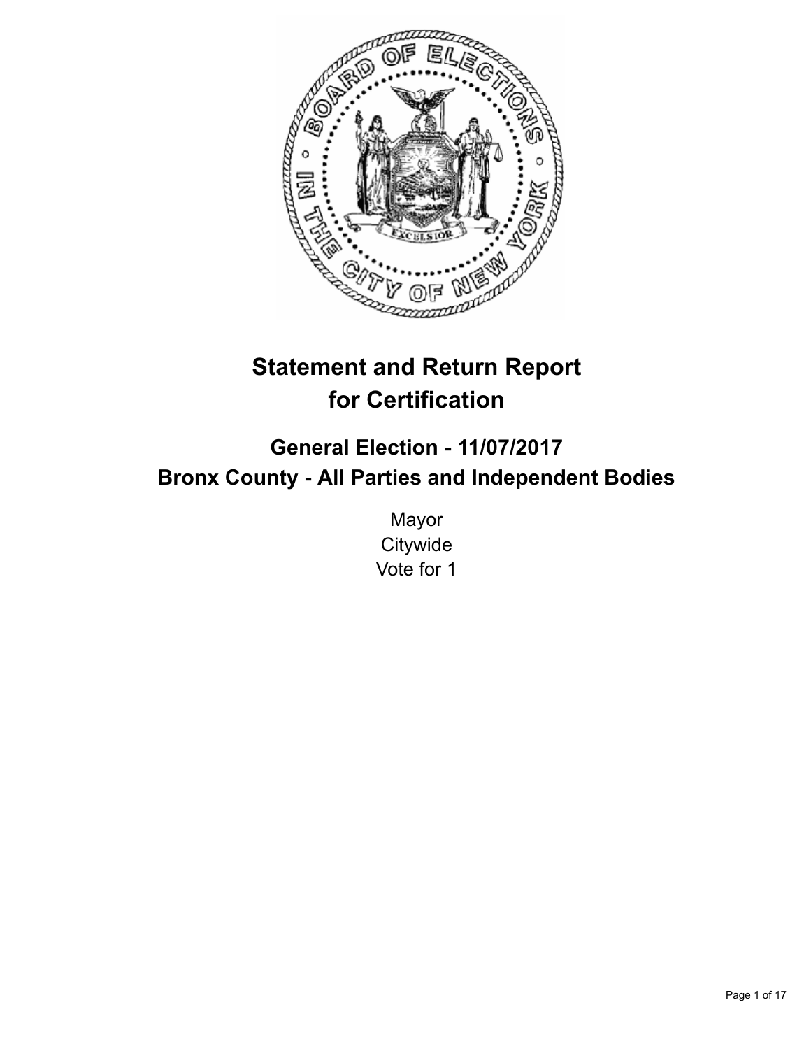# Statement and Return Report for Certification

## General Election - 11/07/2017
## Bronx County - All Parties and Independent Bodies

Mayor
Citywide
Vote for 1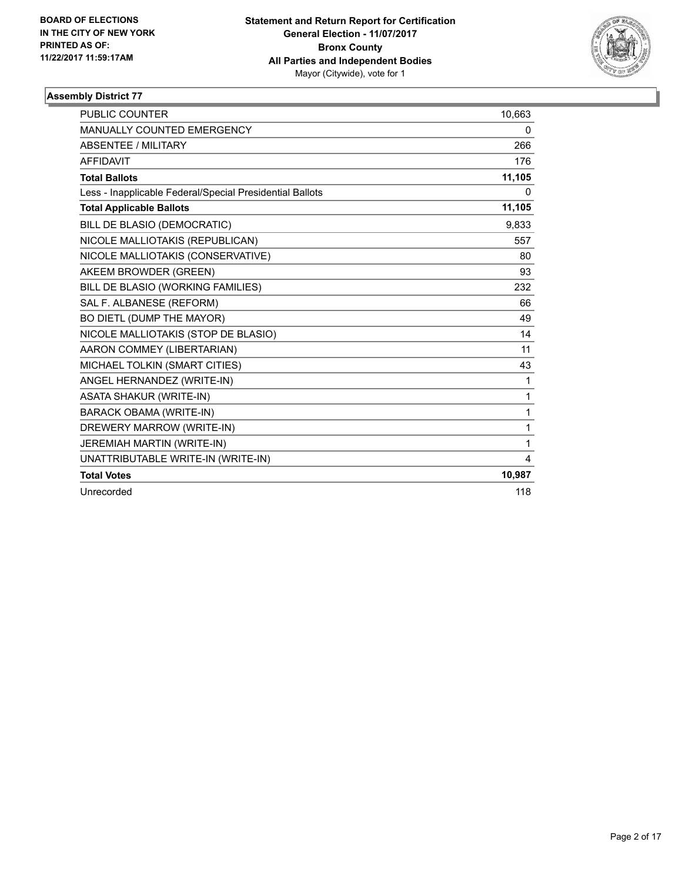**BOARD OF ELECTIONS IN THE CITY OF NEW YORK PRINTED AS OF: 11/22/2017 11:59:17AM**

**Statement and Return Report for Certification**
**General Election - 11/07/2017**
**Bronx County**
**All Parties and Independent Bodies**
Mayor (Citywide), vote for 1

## Assembly District 77

| | |
|---|---|
| PUBLIC COUNTER | 10,663 |
| MANUALLY COUNTED EMERGENCY | 0 |
| ABSENTEE / MILITARY | 266 |
| AFFIDAVIT | 176 |
| **Total Ballots** | **11,105** |
| Less - Inapplicable Federal/Special Presidential Ballots | 0 |
| **Total Applicable Ballots** | **11,105** |
| BILL DE BLASIO (DEMOCRATIC) | 9,833 |
| NICOLE MALLIOTAKIS (REPUBLICAN) | 557 |
| NICOLE MALLIOTAKIS (CONSERVATIVE) | 80 |
| AKEEM BROWDER (GREEN) | 93 |
| BILL DE BLASIO (WORKING FAMILIES) | 232 |
| SAL F. ALBANESE (REFORM) | 66 |
| BO DIETL (DUMP THE MAYOR) | 49 |
| NICOLE MALLIOTAKIS (STOP DE BLASIO) | 14 |
| AARON COMMEY (LIBERTARIAN) | 11 |
| MICHAEL TOLKIN (SMART CITIES) | 43 |
| ANGEL HERNANDEZ (WRITE-IN) | 1 |
| ASATA SHAKUR (WRITE-IN) | 1 |
| BARACK OBAMA (WRITE-IN) | 1 |
| DREWERY MARROW (WRITE-IN) | 1 |
| JEREMIAH MARTIN (WRITE-IN) | 1 |
| UNATTRIBUTABLE WRITE-IN (WRITE-IN) | 4 |
| **Total Votes** | **10,987** |
| Unrecorded | 118 |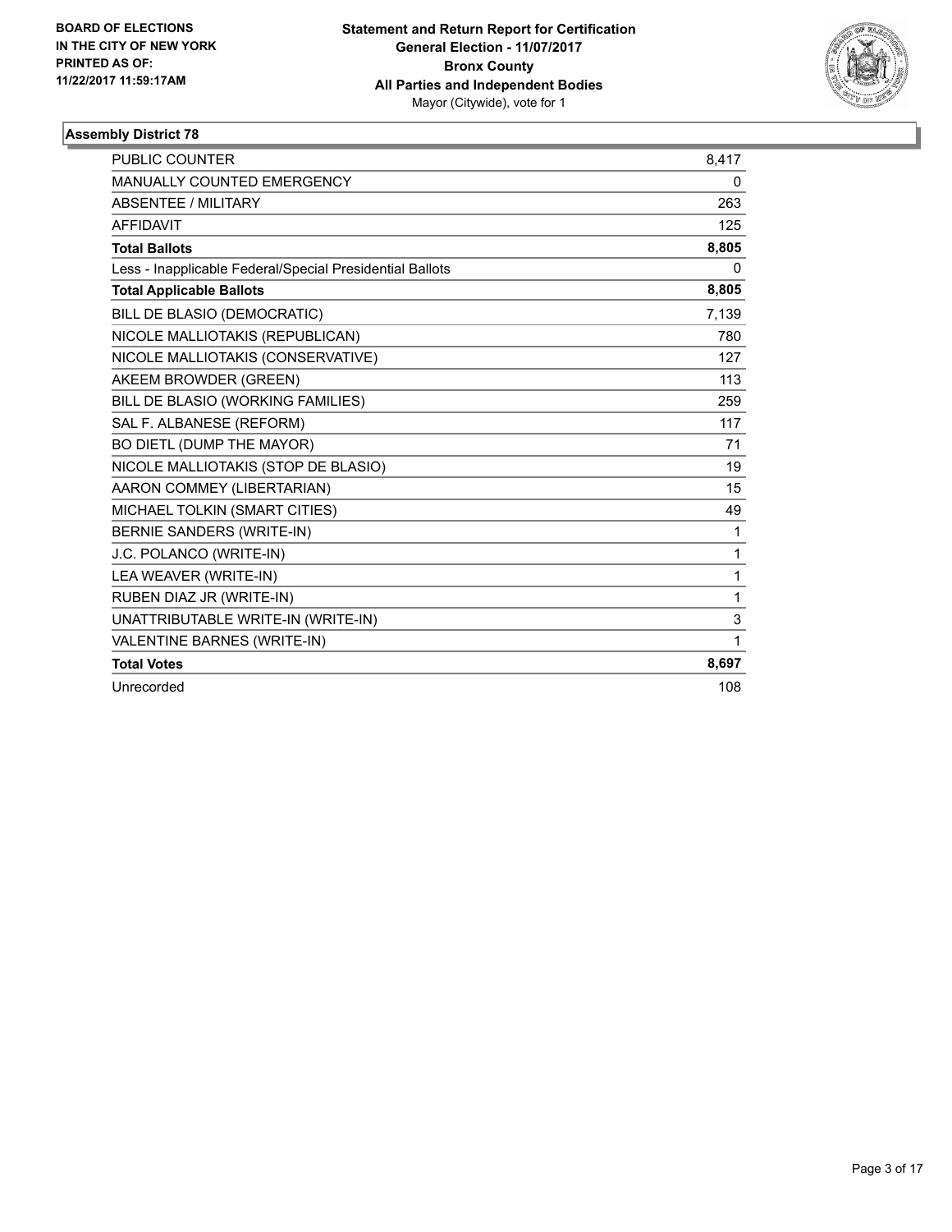BOARD OF ELECTIONS
IN THE CITY OF NEW YORK
PRINTED AS OF:
11/22/2017 11:59:17AM

**Statement and Return Report for Certification**
**General Election - 11/07/2017**
**Bronx County**
**All Parties and Independent Bodies**
Mayor (Citywide), vote for 1

## Assembly District 78

| | |
|---|---|
| PUBLIC COUNTER | 8,417 |
| MANUALLY COUNTED EMERGENCY | 0 |
| ABSENTEE / MILITARY | 263 |
| AFFIDAVIT | 125 |
| **Total Ballots** | **8,805** |
| Less - Inapplicable Federal/Special Presidential Ballots | 0 |
| **Total Applicable Ballots** | **8,805** |
| BILL DE BLASIO (DEMOCRATIC) | 7,139 |
| NICOLE MALLIOTAKIS (REPUBLICAN) | 780 |
| NICOLE MALLIOTAKIS (CONSERVATIVE) | 127 |
| AKEEM BROWDER (GREEN) | 113 |
| BILL DE BLASIO (WORKING FAMILIES) | 259 |
| SAL F. ALBANESE (REFORM) | 117 |
| BO DIETL (DUMP THE MAYOR) | 71 |
| NICOLE MALLIOTAKIS (STOP DE BLASIO) | 19 |
| AARON COMMEY (LIBERTARIAN) | 15 |
| MICHAEL TOLKIN (SMART CITIES) | 49 |
| BERNIE SANDERS (WRITE-IN) | 1 |
| J.C. POLANCO (WRITE-IN) | 1 |
| LEA WEAVER (WRITE-IN) | 1 |
| RUBEN DIAZ JR (WRITE-IN) | 1 |
| UNATTRIBUTABLE WRITE-IN (WRITE-IN) | 3 |
| VALENTINE BARNES (WRITE-IN) | 1 |
| **Total Votes** | **8,697** |
| Unrecorded | 108 |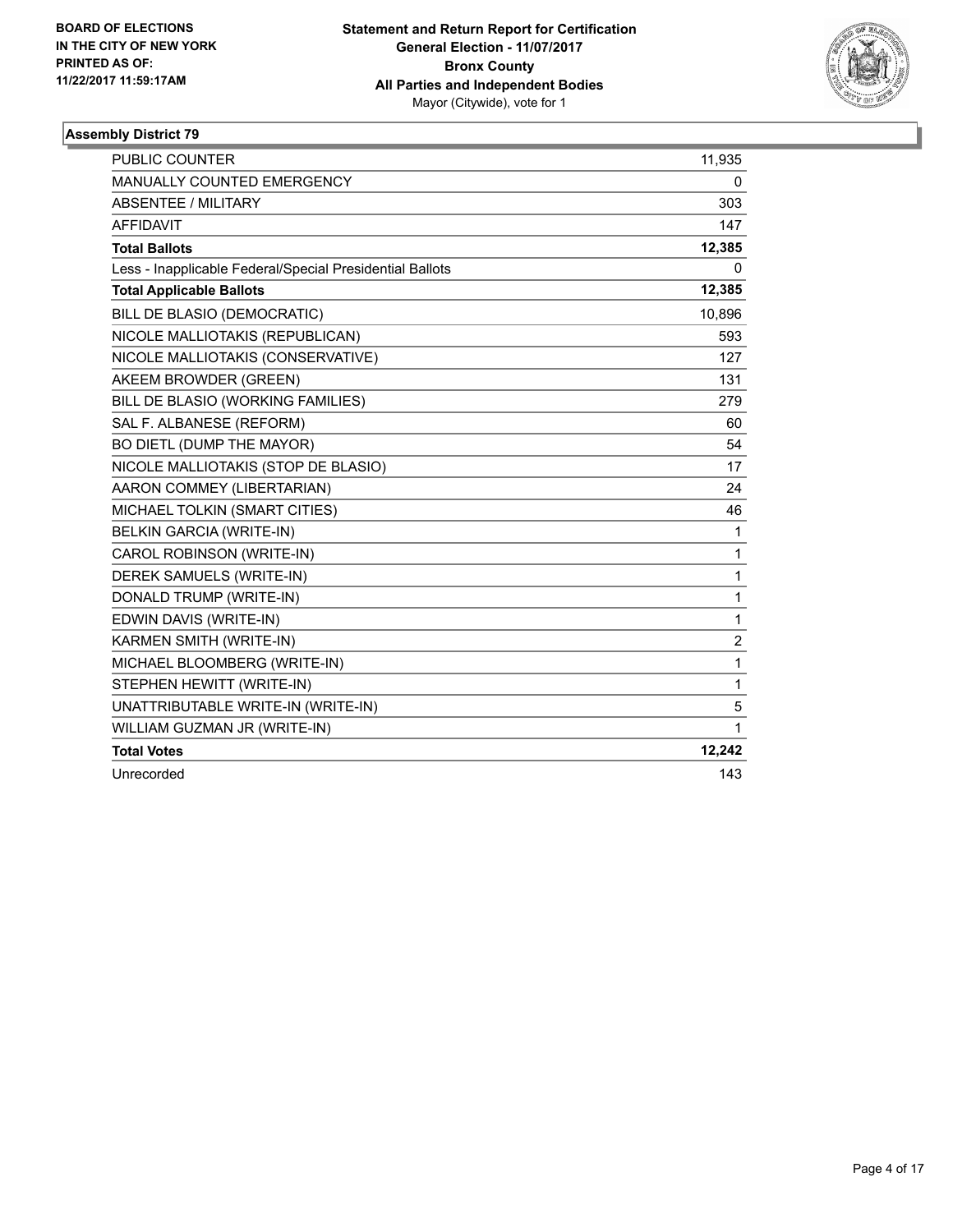BOARD OF ELECTIONS
IN THE CITY OF NEW YORK
PRINTED AS OF:
11/22/2017 11:59:17AM

**Statement and Return Report for Certification**
**General Election - 11/07/2017**
**Bronx County**
**All Parties and Independent Bodies**
Mayor (Citywide), vote for 1

### Assembly District 79

| | |
|---|---|
| PUBLIC COUNTER | 11,935 |
| MANUALLY COUNTED EMERGENCY | 0 |
| ABSENTEE / MILITARY | 303 |
| AFFIDAVIT | 147 |
| **Total Ballots** | **12,385** |
| Less - Inapplicable Federal/Special Presidential Ballots | 0 |
| **Total Applicable Ballots** | **12,385** |
| BILL DE BLASIO (DEMOCRATIC) | 10,896 |
| NICOLE MALLIOTAKIS (REPUBLICAN) | 593 |
| NICOLE MALLIOTAKIS (CONSERVATIVE) | 127 |
| AKEEM BROWDER (GREEN) | 131 |
| BILL DE BLASIO (WORKING FAMILIES) | 279 |
| SAL F. ALBANESE (REFORM) | 60 |
| BO DIETL (DUMP THE MAYOR) | 54 |
| NICOLE MALLIOTAKIS (STOP DE BLASIO) | 17 |
| AARON COMMEY (LIBERTARIAN) | 24 |
| MICHAEL TOLKIN (SMART CITIES) | 46 |
| BELKIN GARCIA (WRITE-IN) | 1 |
| CAROL ROBINSON (WRITE-IN) | 1 |
| DEREK SAMUELS (WRITE-IN) | 1 |
| DONALD TRUMP (WRITE-IN) | 1 |
| EDWIN DAVIS (WRITE-IN) | 1 |
| KARMEN SMITH (WRITE-IN) | 2 |
| MICHAEL BLOOMBERG (WRITE-IN) | 1 |
| STEPHEN HEWITT (WRITE-IN) | 1 |
| UNATTRIBUTABLE WRITE-IN (WRITE-IN) | 5 |
| WILLIAM GUZMAN JR (WRITE-IN) | 1 |
| **Total Votes** | **12,242** |
| Unrecorded | 143 |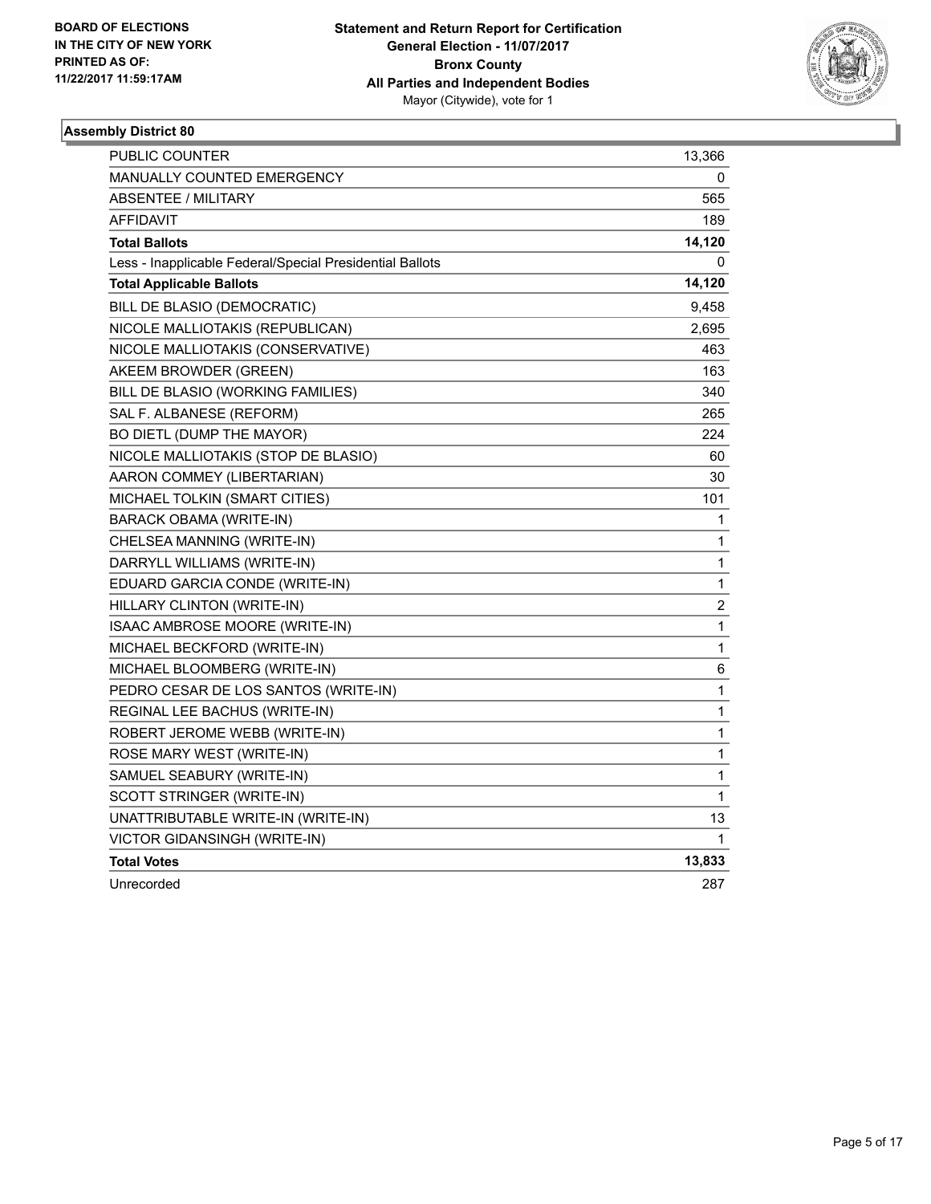BOARD OF ELECTIONS
IN THE CITY OF NEW YORK
PRINTED AS OF:
11/22/2017 11:59:17AM

**Statement and Return Report for Certification**
**General Election - 11/07/2017**
**Bronx County**
**All Parties and Independent Bodies**
Mayor (Citywide), vote for 1

### Assembly District 80

| | |
|---|---|
| PUBLIC COUNTER | 13,366 |
| MANUALLY COUNTED EMERGENCY | 0 |
| ABSENTEE / MILITARY | 565 |
| AFFIDAVIT | 189 |
| **Total Ballots** | **14,120** |
| Less - Inapplicable Federal/Special Presidential Ballots | 0 |
| **Total Applicable Ballots** | **14,120** |
| BILL DE BLASIO (DEMOCRATIC) | 9,458 |
| NICOLE MALLIOTAKIS (REPUBLICAN) | 2,695 |
| NICOLE MALLIOTAKIS (CONSERVATIVE) | 463 |
| AKEEM BROWDER (GREEN) | 163 |
| BILL DE BLASIO (WORKING FAMILIES) | 340 |
| SAL F. ALBANESE (REFORM) | 265 |
| BO DIETL (DUMP THE MAYOR) | 224 |
| NICOLE MALLIOTAKIS (STOP DE BLASIO) | 60 |
| AARON COMMEY (LIBERTARIAN) | 30 |
| MICHAEL TOLKIN (SMART CITIES) | 101 |
| BARACK OBAMA (WRITE-IN) | 1 |
| CHELSEA MANNING (WRITE-IN) | 1 |
| DARRYLL WILLIAMS (WRITE-IN) | 1 |
| EDUARD GARCIA CONDE (WRITE-IN) | 1 |
| HILLARY CLINTON (WRITE-IN) | 2 |
| ISAAC AMBROSE MOORE (WRITE-IN) | 1 |
| MICHAEL BECKFORD (WRITE-IN) | 1 |
| MICHAEL BLOOMBERG (WRITE-IN) | 6 |
| PEDRO CESAR DE LOS SANTOS (WRITE-IN) | 1 |
| REGINAL LEE BACHUS (WRITE-IN) | 1 |
| ROBERT JEROME WEBB (WRITE-IN) | 1 |
| ROSE MARY WEST (WRITE-IN) | 1 |
| SAMUEL SEABURY (WRITE-IN) | 1 |
| SCOTT STRINGER (WRITE-IN) | 1 |
| UNATTRIBUTABLE WRITE-IN (WRITE-IN) | 13 |
| VICTOR GIDANSINGH (WRITE-IN) | 1 |
| **Total Votes** | **13,833** |
| Unrecorded | 287 |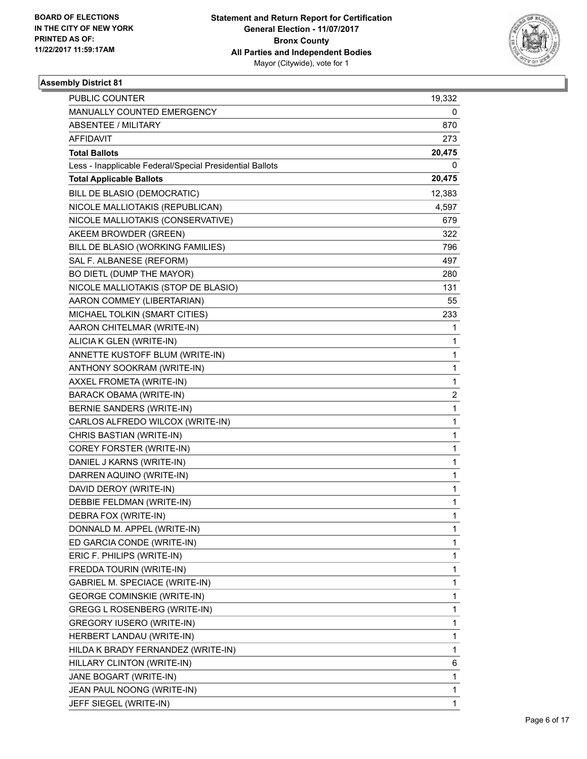BOARD OF ELECTIONS
IN THE CITY OF NEW YORK
PRINTED AS OF:
11/22/2017 11:59:17AM

**Statement and Return Report for Certification**
**General Election - 11/07/2017**
**Bronx County**
**All Parties and Independent Bodies**
Mayor (Citywide), vote for 1

### Assembly District 81

| | |
|---|---|
| PUBLIC COUNTER | 19,332 |
| MANUALLY COUNTED EMERGENCY | 0 |
| ABSENTEE / MILITARY | 870 |
| AFFIDAVIT | 273 |
| **Total Ballots** | **20,475** |
| Less - Inapplicable Federal/Special Presidential Ballots | 0 |
| **Total Applicable Ballots** | **20,475** |
| BILL DE BLASIO (DEMOCRATIC) | 12,383 |
| NICOLE MALLIOTAKIS (REPUBLICAN) | 4,597 |
| NICOLE MALLIOTAKIS (CONSERVATIVE) | 679 |
| AKEEM BROWDER (GREEN) | 322 |
| BILL DE BLASIO (WORKING FAMILIES) | 796 |
| SAL F. ALBANESE (REFORM) | 497 |
| BO DIETL (DUMP THE MAYOR) | 280 |
| NICOLE MALLIOTAKIS (STOP DE BLASIO) | 131 |
| AARON COMMEY (LIBERTARIAN) | 55 |
| MICHAEL TOLKIN (SMART CITIES) | 233 |
| AARON CHITELMAR (WRITE-IN) | 1 |
| ALICIA K GLEN (WRITE-IN) | 1 |
| ANNETTE KUSTOFF BLUM (WRITE-IN) | 1 |
| ANTHONY SOOKRAM (WRITE-IN) | 1 |
| AXXEL FROMETA (WRITE-IN) | 1 |
| BARACK OBAMA (WRITE-IN) | 2 |
| BERNIE SANDERS (WRITE-IN) | 1 |
| CARLOS ALFREDO WILCOX (WRITE-IN) | 1 |
| CHRIS BASTIAN (WRITE-IN) | 1 |
| COREY FORSTER (WRITE-IN) | 1 |
| DANIEL J KARNS (WRITE-IN) | 1 |
| DARREN AQUINO (WRITE-IN) | 1 |
| DAVID DEROY (WRITE-IN) | 1 |
| DEBBIE FELDMAN (WRITE-IN) | 1 |
| DEBRA FOX (WRITE-IN) | 1 |
| DONNALD M. APPEL (WRITE-IN) | 1 |
| ED GARCIA CONDE (WRITE-IN) | 1 |
| ERIC F. PHILIPS (WRITE-IN) | 1 |
| FREDDA TOURIN (WRITE-IN) | 1 |
| GABRIEL M. SPECIACE (WRITE-IN) | 1 |
| GEORGE COMINSKIE (WRITE-IN) | 1 |
| GREGG L ROSENBERG (WRITE-IN) | 1 |
| GREGORY IUSERO (WRITE-IN) | 1 |
| HERBERT LANDAU (WRITE-IN) | 1 |
| HILDA K BRADY FERNANDEZ (WRITE-IN) | 1 |
| HILLARY CLINTON (WRITE-IN) | 6 |
| JANE BOGART (WRITE-IN) | 1 |
| JEAN PAUL NOONG (WRITE-IN) | 1 |
| JEFF SIEGEL (WRITE-IN) | 1 |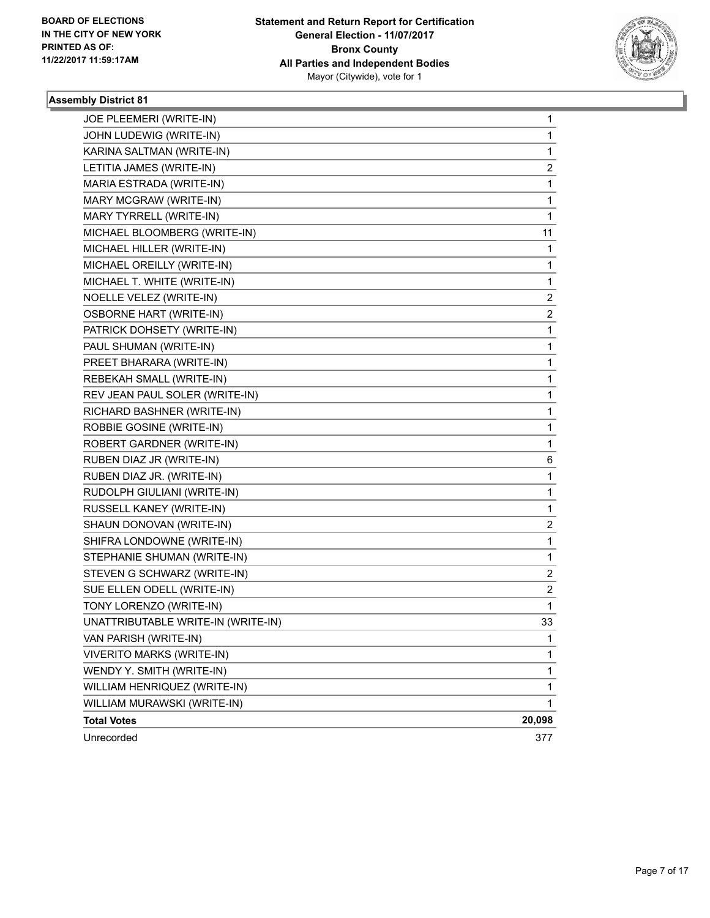BOARD OF ELECTIONS
IN THE CITY OF NEW YORK
PRINTED AS OF:
11/22/2017 11:59:17AM

**Statement and Return Report for Certification**
**General Election - 11/07/2017**
**Bronx County**
**All Parties and Independent Bodies**
Mayor (Citywide), vote for 1

### Assembly District 81

| | |
|---|---|
| JOE PLEEMERI (WRITE-IN) | 1 |
| JOHN LUDEWIG (WRITE-IN) | 1 |
| KARINA SALTMAN (WRITE-IN) | 1 |
| LETITIA JAMES (WRITE-IN) | 2 |
| MARIA ESTRADA (WRITE-IN) | 1 |
| MARY MCGRAW (WRITE-IN) | 1 |
| MARY TYRRELL (WRITE-IN) | 1 |
| MICHAEL BLOOMBERG (WRITE-IN) | 11 |
| MICHAEL HILLER (WRITE-IN) | 1 |
| MICHAEL OREILLY (WRITE-IN) | 1 |
| MICHAEL T. WHITE (WRITE-IN) | 1 |
| NOELLE VELEZ (WRITE-IN) | 2 |
| OSBORNE HART (WRITE-IN) | 2 |
| PATRICK DOHSETY (WRITE-IN) | 1 |
| PAUL SHUMAN (WRITE-IN) | 1 |
| PREET BHARARA (WRITE-IN) | 1 |
| REBEKAH SMALL (WRITE-IN) | 1 |
| REV JEAN PAUL SOLER (WRITE-IN) | 1 |
| RICHARD BASHNER (WRITE-IN) | 1 |
| ROBBIE GOSINE (WRITE-IN) | 1 |
| ROBERT GARDNER (WRITE-IN) | 1 |
| RUBEN DIAZ JR (WRITE-IN) | 6 |
| RUBEN DIAZ JR. (WRITE-IN) | 1 |
| RUDOLPH GIULIANI (WRITE-IN) | 1 |
| RUSSELL KANEY (WRITE-IN) | 1 |
| SHAUN DONOVAN (WRITE-IN) | 2 |
| SHIFRA LONDOWNE (WRITE-IN) | 1 |
| STEPHANIE SHUMAN (WRITE-IN) | 1 |
| STEVEN G SCHWARZ (WRITE-IN) | 2 |
| SUE ELLEN ODELL (WRITE-IN) | 2 |
| TONY LORENZO (WRITE-IN) | 1 |
| UNATTRIBUTABLE WRITE-IN (WRITE-IN) | 33 |
| VAN PARISH (WRITE-IN) | 1 |
| VIVERITO MARKS (WRITE-IN) | 1 |
| WENDY Y. SMITH (WRITE-IN) | 1 |
| WILLIAM HENRIQUEZ (WRITE-IN) | 1 |
| WILLIAM MURAWSKI (WRITE-IN) | 1 |
| **Total Votes** | **20,098** |
| Unrecorded | 377 |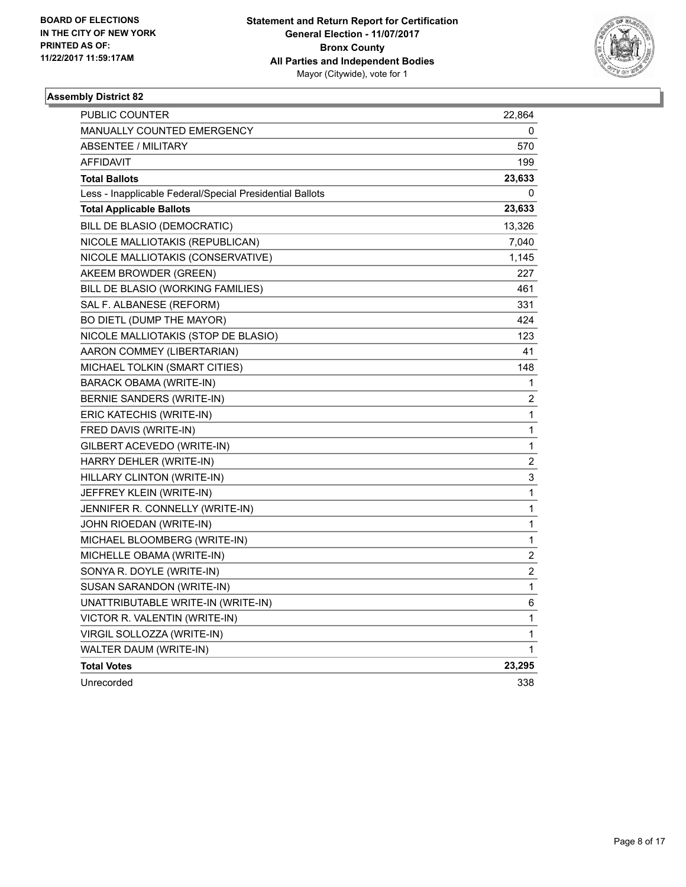BOARD OF ELECTIONS
IN THE CITY OF NEW YORK
PRINTED AS OF:
11/22/2017 11:59:17AM

**Statement and Return Report for Certification**
**General Election - 11/07/2017**
**Bronx County**
**All Parties and Independent Bodies**
Mayor (Citywide), vote for 1

### Assembly District 82

| | |
|---|---|
| PUBLIC COUNTER | 22,864 |
| MANUALLY COUNTED EMERGENCY | 0 |
| ABSENTEE / MILITARY | 570 |
| AFFIDAVIT | 199 |
| **Total Ballots** | **23,633** |
| Less - Inapplicable Federal/Special Presidential Ballots | 0 |
| **Total Applicable Ballots** | **23,633** |
| BILL DE BLASIO (DEMOCRATIC) | 13,326 |
| NICOLE MALLIOTAKIS (REPUBLICAN) | 7,040 |
| NICOLE MALLIOTAKIS (CONSERVATIVE) | 1,145 |
| AKEEM BROWDER (GREEN) | 227 |
| BILL DE BLASIO (WORKING FAMILIES) | 461 |
| SAL F. ALBANESE (REFORM) | 331 |
| BO DIETL (DUMP THE MAYOR) | 424 |
| NICOLE MALLIOTAKIS (STOP DE BLASIO) | 123 |
| AARON COMMEY (LIBERTARIAN) | 41 |
| MICHAEL TOLKIN (SMART CITIES) | 148 |
| BARACK OBAMA (WRITE-IN) | 1 |
| BERNIE SANDERS (WRITE-IN) | 2 |
| ERIC KATECHIS (WRITE-IN) | 1 |
| FRED DAVIS (WRITE-IN) | 1 |
| GILBERT ACEVEDO (WRITE-IN) | 1 |
| HARRY DEHLER (WRITE-IN) | 2 |
| HILLARY CLINTON (WRITE-IN) | 3 |
| JEFFREY KLEIN (WRITE-IN) | 1 |
| JENNIFER R. CONNELLY (WRITE-IN) | 1 |
| JOHN RIOEDAN (WRITE-IN) | 1 |
| MICHAEL BLOOMBERG (WRITE-IN) | 1 |
| MICHELLE OBAMA (WRITE-IN) | 2 |
| SONYA R. DOYLE (WRITE-IN) | 2 |
| SUSAN SARANDON (WRITE-IN) | 1 |
| UNATTRIBUTABLE WRITE-IN (WRITE-IN) | 6 |
| VICTOR R. VALENTIN (WRITE-IN) | 1 |
| VIRGIL SOLLOZZA (WRITE-IN) | 1 |
| WALTER DAUM (WRITE-IN) | 1 |
| **Total Votes** | **23,295** |
| Unrecorded | 338 |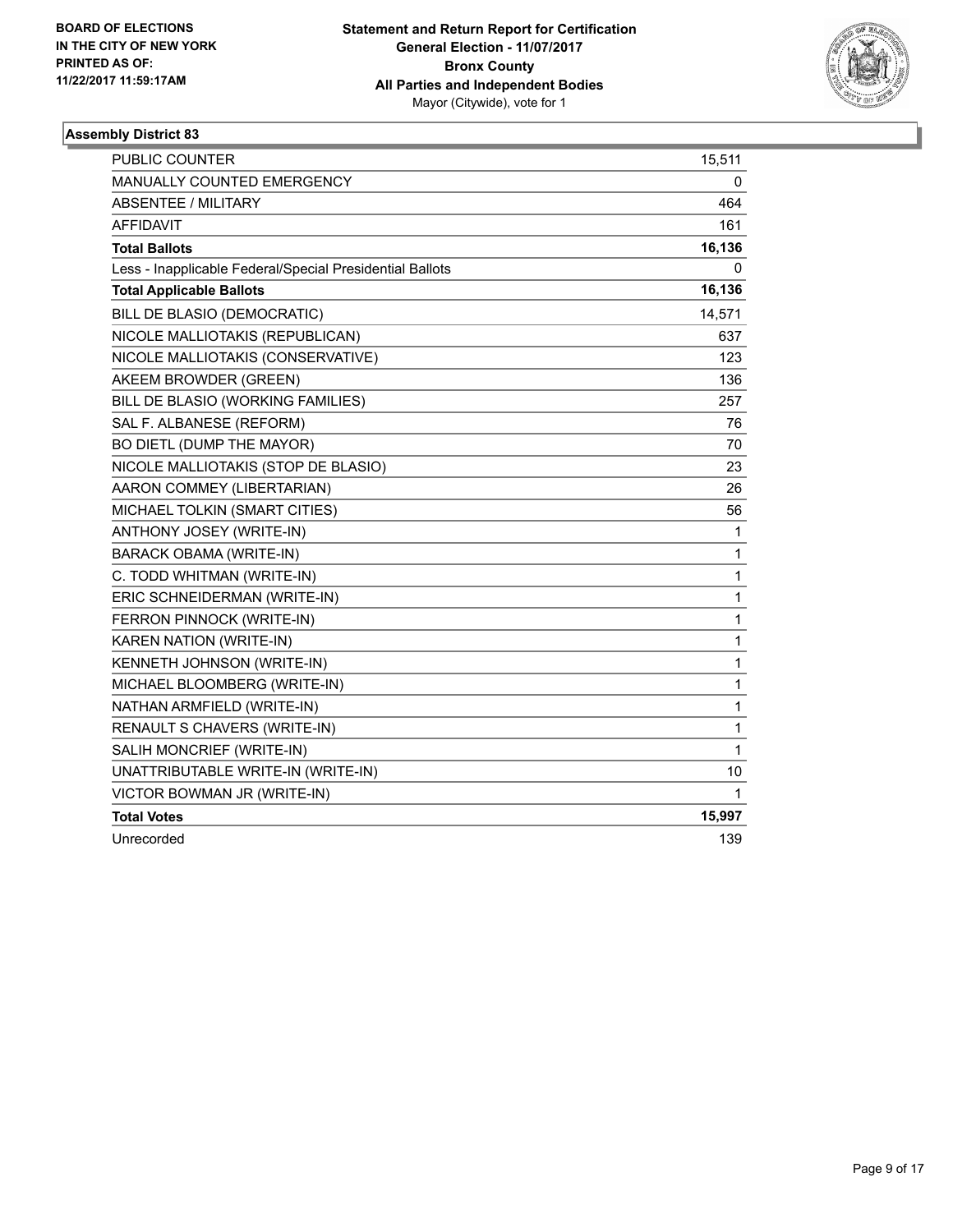BOARD OF ELECTIONS
IN THE CITY OF NEW YORK
PRINTED AS OF:
11/22/2017 11:59:17AM

**Statement and Return Report for Certification**
**General Election - 11/07/2017**
**Bronx County**
**All Parties and Independent Bodies**
Mayor (Citywide), vote for 1

### Assembly District 83

| | |
|---|---|
| PUBLIC COUNTER | 15,511 |
| MANUALLY COUNTED EMERGENCY | 0 |
| ABSENTEE / MILITARY | 464 |
| AFFIDAVIT | 161 |
| **Total Ballots** | **16,136** |
| Less - Inapplicable Federal/Special Presidential Ballots | 0 |
| **Total Applicable Ballots** | **16,136** |
| BILL DE BLASIO (DEMOCRATIC) | 14,571 |
| NICOLE MALLIOTAKIS (REPUBLICAN) | 637 |
| NICOLE MALLIOTAKIS (CONSERVATIVE) | 123 |
| AKEEM BROWDER (GREEN) | 136 |
| BILL DE BLASIO (WORKING FAMILIES) | 257 |
| SAL F. ALBANESE (REFORM) | 76 |
| BO DIETL (DUMP THE MAYOR) | 70 |
| NICOLE MALLIOTAKIS (STOP DE BLASIO) | 23 |
| AARON COMMEY (LIBERTARIAN) | 26 |
| MICHAEL TOLKIN (SMART CITIES) | 56 |
| ANTHONY JOSEY (WRITE-IN) | 1 |
| BARACK OBAMA (WRITE-IN) | 1 |
| C. TODD WHITMAN (WRITE-IN) | 1 |
| ERIC SCHNEIDERMAN (WRITE-IN) | 1 |
| FERRON PINNOCK (WRITE-IN) | 1 |
| KAREN NATION (WRITE-IN) | 1 |
| KENNETH JOHNSON (WRITE-IN) | 1 |
| MICHAEL BLOOMBERG (WRITE-IN) | 1 |
| NATHAN ARMFIELD (WRITE-IN) | 1 |
| RENAULT S CHAVERS (WRITE-IN) | 1 |
| SALIH MONCRIEF (WRITE-IN) | 1 |
| UNATTRIBUTABLE WRITE-IN (WRITE-IN) | 10 |
| VICTOR BOWMAN JR (WRITE-IN) | 1 |
| **Total Votes** | **15,997** |
| Unrecorded | 139 |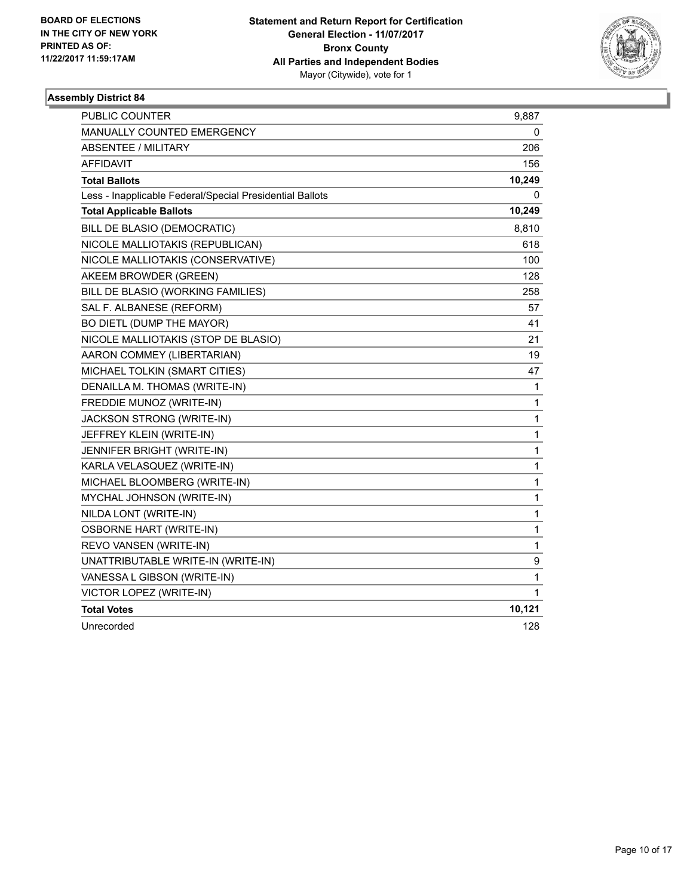BOARD OF ELECTIONS
IN THE CITY OF NEW YORK
PRINTED AS OF:
11/22/2017 11:59:17AM

**Statement and Return Report for Certification**
**General Election - 11/07/2017**
**Bronx County**
**All Parties and Independent Bodies**
Mayor (Citywide), vote for 1

### Assembly District 84

| | |
|---|---|
| PUBLIC COUNTER | 9,887 |
| MANUALLY COUNTED EMERGENCY | 0 |
| ABSENTEE / MILITARY | 206 |
| AFFIDAVIT | 156 |
| **Total Ballots** | **10,249** |
| Less - Inapplicable Federal/Special Presidential Ballots | 0 |
| **Total Applicable Ballots** | **10,249** |
| BILL DE BLASIO (DEMOCRATIC) | 8,810 |
| NICOLE MALLIOTAKIS (REPUBLICAN) | 618 |
| NICOLE MALLIOTAKIS (CONSERVATIVE) | 100 |
| AKEEM BROWDER (GREEN) | 128 |
| BILL DE BLASIO (WORKING FAMILIES) | 258 |
| SAL F. ALBANESE (REFORM) | 57 |
| BO DIETL (DUMP THE MAYOR) | 41 |
| NICOLE MALLIOTAKIS (STOP DE BLASIO) | 21 |
| AARON COMMEY (LIBERTARIAN) | 19 |
| MICHAEL TOLKIN (SMART CITIES) | 47 |
| DENAILLA M. THOMAS (WRITE-IN) | 1 |
| FREDDIE MUNOZ (WRITE-IN) | 1 |
| JACKSON STRONG (WRITE-IN) | 1 |
| JEFFREY KLEIN (WRITE-IN) | 1 |
| JENNIFER BRIGHT (WRITE-IN) | 1 |
| KARLA VELASQUEZ (WRITE-IN) | 1 |
| MICHAEL BLOOMBERG (WRITE-IN) | 1 |
| MYCHAL JOHNSON (WRITE-IN) | 1 |
| NILDA LONT (WRITE-IN) | 1 |
| OSBORNE HART (WRITE-IN) | 1 |
| REVO VANSEN (WRITE-IN) | 1 |
| UNATTRIBUTABLE WRITE-IN (WRITE-IN) | 9 |
| VANESSA L GIBSON (WRITE-IN) | 1 |
| VICTOR LOPEZ (WRITE-IN) | 1 |
| **Total Votes** | **10,121** |
| Unrecorded | 128 |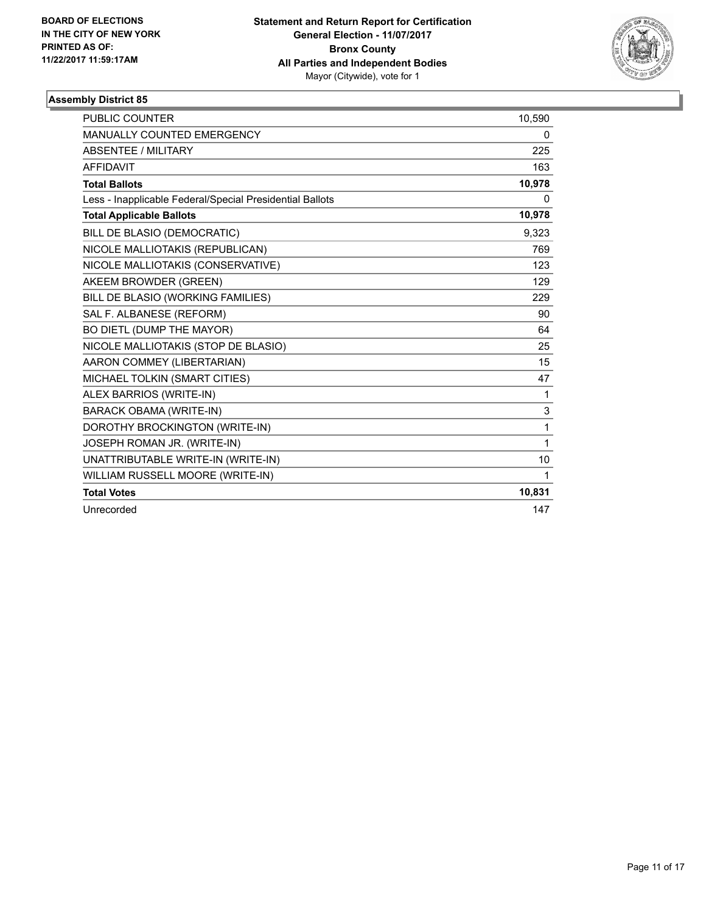BOARD OF ELECTIONS
IN THE CITY OF NEW YORK
PRINTED AS OF:
11/22/2017 11:59:17AM

**Statement and Return Report for Certification**
**General Election - 11/07/2017**
**Bronx County**
**All Parties and Independent Bodies**
Mayor (Citywide), vote for 1

### Assembly District 85

| | |
|---|---|
| PUBLIC COUNTER | 10,590 |
| MANUALLY COUNTED EMERGENCY | 0 |
| ABSENTEE / MILITARY | 225 |
| AFFIDAVIT | 163 |
| **Total Ballots** | **10,978** |
| Less - Inapplicable Federal/Special Presidential Ballots | 0 |
| **Total Applicable Ballots** | **10,978** |
| BILL DE BLASIO (DEMOCRATIC) | 9,323 |
| NICOLE MALLIOTAKIS (REPUBLICAN) | 769 |
| NICOLE MALLIOTAKIS (CONSERVATIVE) | 123 |
| AKEEM BROWDER (GREEN) | 129 |
| BILL DE BLASIO (WORKING FAMILIES) | 229 |
| SAL F. ALBANESE (REFORM) | 90 |
| BO DIETL (DUMP THE MAYOR) | 64 |
| NICOLE MALLIOTAKIS (STOP DE BLASIO) | 25 |
| AARON COMMEY (LIBERTARIAN) | 15 |
| MICHAEL TOLKIN (SMART CITIES) | 47 |
| ALEX BARRIOS (WRITE-IN) | 1 |
| BARACK OBAMA (WRITE-IN) | 3 |
| DOROTHY BROCKINGTON (WRITE-IN) | 1 |
| JOSEPH ROMAN JR. (WRITE-IN) | 1 |
| UNATTRIBUTABLE WRITE-IN (WRITE-IN) | 10 |
| WILLIAM RUSSELL MOORE (WRITE-IN) | 1 |
| **Total Votes** | **10,831** |
| Unrecorded | 147 |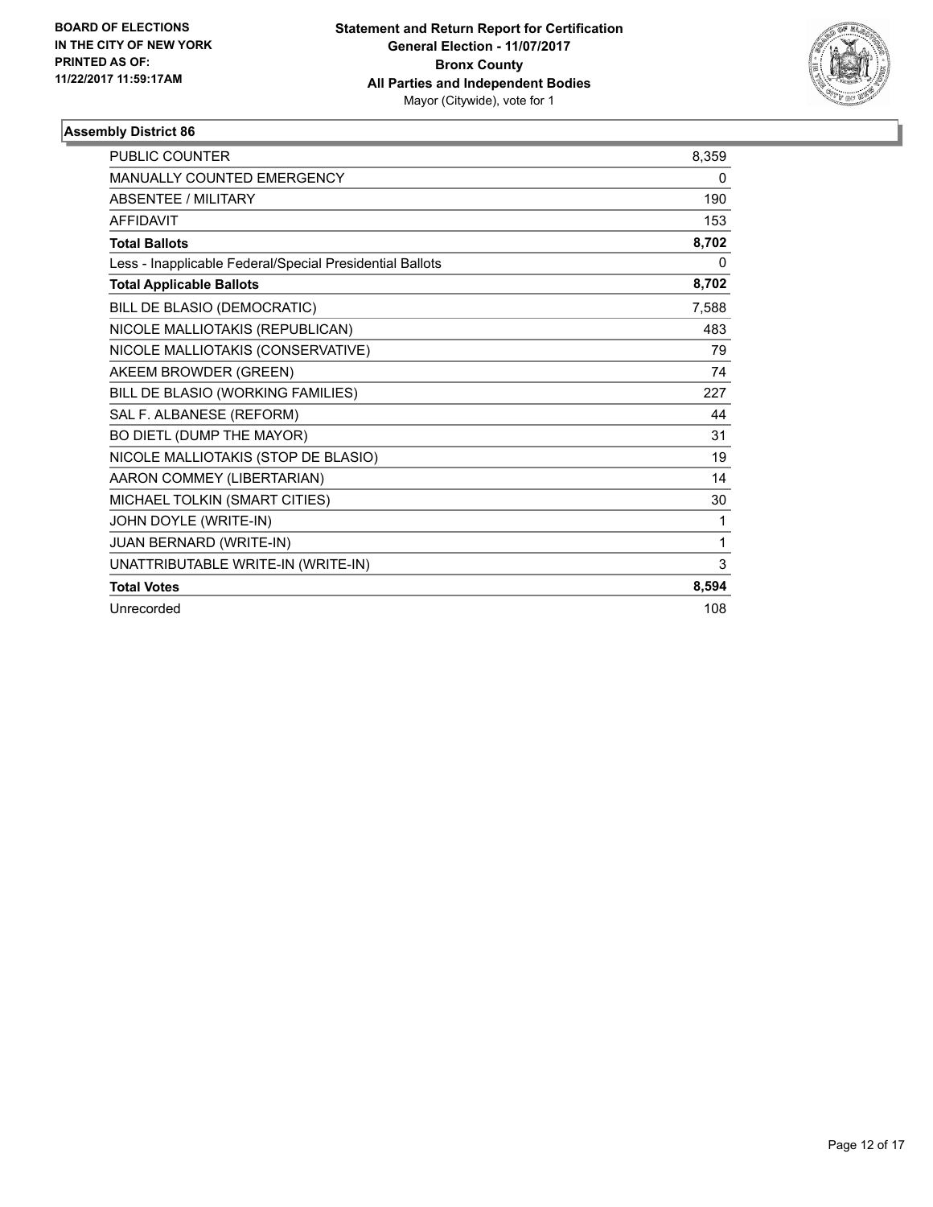BOARD OF ELECTIONS
IN THE CITY OF NEW YORK
PRINTED AS OF:
11/22/2017 11:59:17AM

**Statement and Return Report for Certification**
**General Election - 11/07/2017**
**Bronx County**
**All Parties and Independent Bodies**
Mayor (Citywide), vote for 1

### Assembly District 86

| | |
|---|---|
| PUBLIC COUNTER | 8,359 |
| MANUALLY COUNTED EMERGENCY | 0 |
| ABSENTEE / MILITARY | 190 |
| AFFIDAVIT | 153 |
| **Total Ballots** | **8,702** |
| Less - Inapplicable Federal/Special Presidential Ballots | 0 |
| **Total Applicable Ballots** | **8,702** |
| BILL DE BLASIO (DEMOCRATIC) | 7,588 |
| NICOLE MALLIOTAKIS (REPUBLICAN) | 483 |
| NICOLE MALLIOTAKIS (CONSERVATIVE) | 79 |
| AKEEM BROWDER (GREEN) | 74 |
| BILL DE BLASIO (WORKING FAMILIES) | 227 |
| SAL F. ALBANESE (REFORM) | 44 |
| BO DIETL (DUMP THE MAYOR) | 31 |
| NICOLE MALLIOTAKIS (STOP DE BLASIO) | 19 |
| AARON COMMEY (LIBERTARIAN) | 14 |
| MICHAEL TOLKIN (SMART CITIES) | 30 |
| JOHN DOYLE (WRITE-IN) | 1 |
| JUAN BERNARD (WRITE-IN) | 1 |
| UNATTRIBUTABLE WRITE-IN (WRITE-IN) | 3 |
| **Total Votes** | **8,594** |
| Unrecorded | 108 |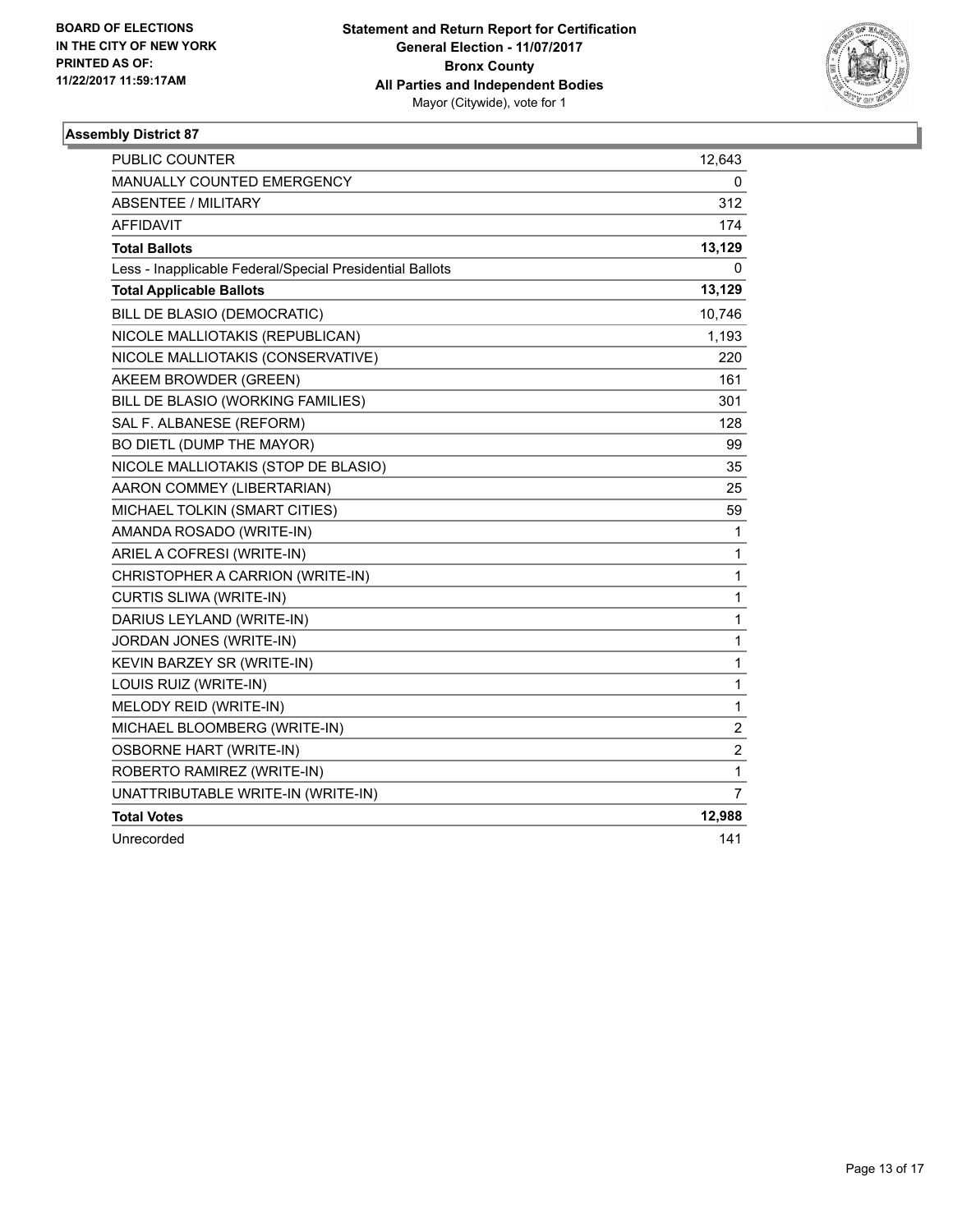BOARD OF ELECTIONS
IN THE CITY OF NEW YORK
PRINTED AS OF:
11/22/2017 11:59:17AM

**Statement and Return Report for Certification**
**General Election - 11/07/2017**
**Bronx County**
**All Parties and Independent Bodies**
Mayor (Citywide), vote for 1

### Assembly District 87

| | |
|---|---|
| PUBLIC COUNTER | 12,643 |
| MANUALLY COUNTED EMERGENCY | 0 |
| ABSENTEE / MILITARY | 312 |
| AFFIDAVIT | 174 |
| **Total Ballots** | **13,129** |
| Less - Inapplicable Federal/Special Presidential Ballots | 0 |
| **Total Applicable Ballots** | **13,129** |
| BILL DE BLASIO (DEMOCRATIC) | 10,746 |
| NICOLE MALLIOTAKIS (REPUBLICAN) | 1,193 |
| NICOLE MALLIOTAKIS (CONSERVATIVE) | 220 |
| AKEEM BROWDER (GREEN) | 161 |
| BILL DE BLASIO (WORKING FAMILIES) | 301 |
| SAL F. ALBANESE (REFORM) | 128 |
| BO DIETL (DUMP THE MAYOR) | 99 |
| NICOLE MALLIOTAKIS (STOP DE BLASIO) | 35 |
| AARON COMMEY (LIBERTARIAN) | 25 |
| MICHAEL TOLKIN (SMART CITIES) | 59 |
| AMANDA ROSADO (WRITE-IN) | 1 |
| ARIEL A COFRESI (WRITE-IN) | 1 |
| CHRISTOPHER A CARRION (WRITE-IN) | 1 |
| CURTIS SLIWA (WRITE-IN) | 1 |
| DARIUS LEYLAND (WRITE-IN) | 1 |
| JORDAN JONES (WRITE-IN) | 1 |
| KEVIN BARZEY SR (WRITE-IN) | 1 |
| LOUIS RUIZ (WRITE-IN) | 1 |
| MELODY REID (WRITE-IN) | 1 |
| MICHAEL BLOOMBERG (WRITE-IN) | 2 |
| OSBORNE HART (WRITE-IN) | 2 |
| ROBERTO RAMIREZ (WRITE-IN) | 1 |
| UNATTRIBUTABLE WRITE-IN (WRITE-IN) | 7 |
| **Total Votes** | **12,988** |
| Unrecorded | 141 |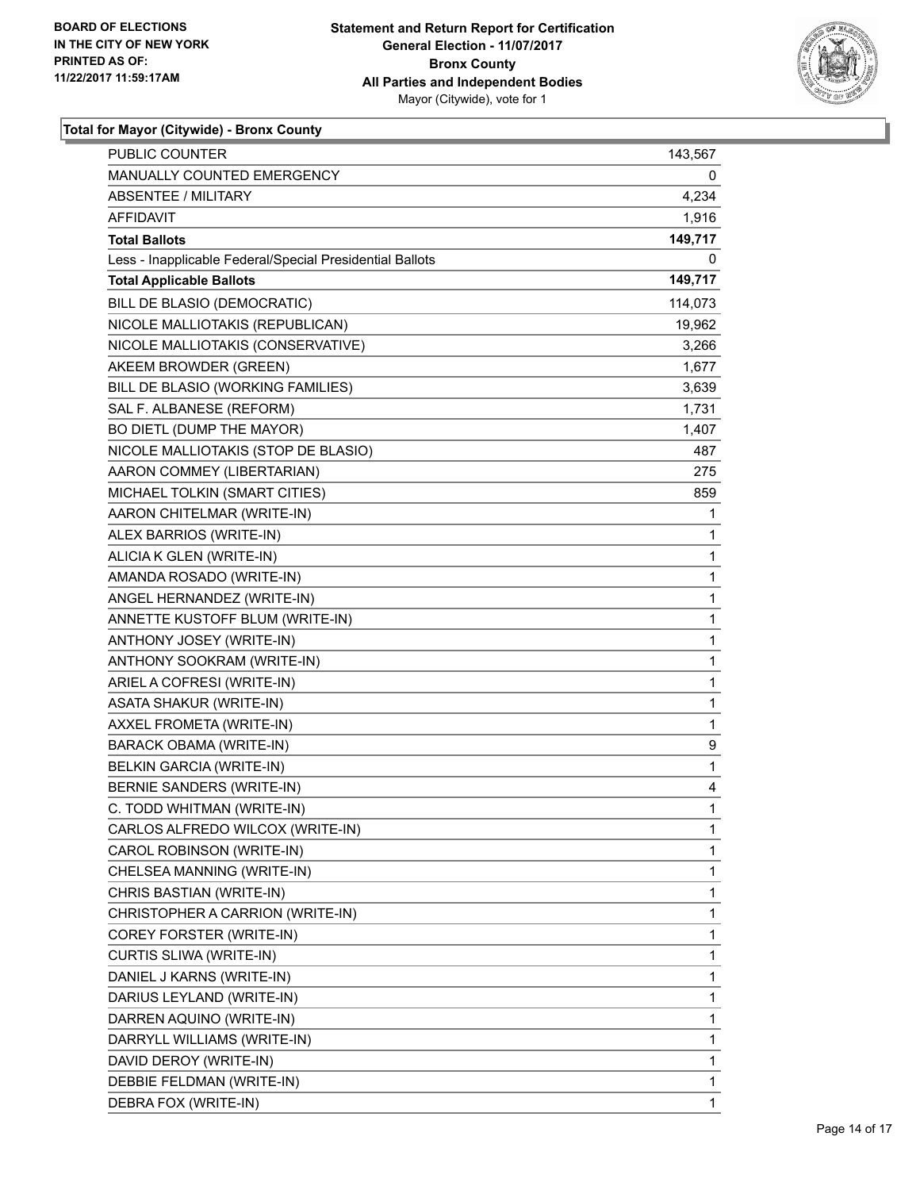BOARD OF ELECTIONS
IN THE CITY OF NEW YORK
PRINTED AS OF:
11/22/2017 11:59:17AM

**Statement and Return Report for Certification**
**General Election - 11/07/2017**
**Bronx County**
**All Parties and Independent Bodies**
Mayor (Citywide), vote for 1

**Total for Mayor (Citywide) - Bronx County**

| | |
|---|---|
| PUBLIC COUNTER | 143,567 |
| MANUALLY COUNTED EMERGENCY | 0 |
| ABSENTEE / MILITARY | 4,234 |
| AFFIDAVIT | 1,916 |
| **Total Ballots** | **149,717** |
| Less - Inapplicable Federal/Special Presidential Ballots | 0 |
| **Total Applicable Ballots** | **149,717** |
| BILL DE BLASIO (DEMOCRATIC) | 114,073 |
| NICOLE MALLIOTAKIS (REPUBLICAN) | 19,962 |
| NICOLE MALLIOTAKIS (CONSERVATIVE) | 3,266 |
| AKEEM BROWDER (GREEN) | 1,677 |
| BILL DE BLASIO (WORKING FAMILIES) | 3,639 |
| SAL F. ALBANESE (REFORM) | 1,731 |
| BO DIETL (DUMP THE MAYOR) | 1,407 |
| NICOLE MALLIOTAKIS (STOP DE BLASIO) | 487 |
| AARON COMMEY (LIBERTARIAN) | 275 |
| MICHAEL TOLKIN (SMART CITIES) | 859 |
| AARON CHITELMAR (WRITE-IN) | 1 |
| ALEX BARRIOS (WRITE-IN) | 1 |
| ALICIA K GLEN (WRITE-IN) | 1 |
| AMANDA ROSADO (WRITE-IN) | 1 |
| ANGEL HERNANDEZ (WRITE-IN) | 1 |
| ANNETTE KUSTOFF BLUM (WRITE-IN) | 1 |
| ANTHONY JOSEY (WRITE-IN) | 1 |
| ANTHONY SOOKRAM (WRITE-IN) | 1 |
| ARIEL A COFRESI (WRITE-IN) | 1 |
| ASATA SHAKUR (WRITE-IN) | 1 |
| AXXEL FROMETA (WRITE-IN) | 1 |
| BARACK OBAMA (WRITE-IN) | 9 |
| BELKIN GARCIA (WRITE-IN) | 1 |
| BERNIE SANDERS (WRITE-IN) | 4 |
| C. TODD WHITMAN (WRITE-IN) | 1 |
| CARLOS ALFREDO WILCOX (WRITE-IN) | 1 |
| CAROL ROBINSON (WRITE-IN) | 1 |
| CHELSEA MANNING (WRITE-IN) | 1 |
| CHRIS BASTIAN (WRITE-IN) | 1 |
| CHRISTOPHER A CARRION (WRITE-IN) | 1 |
| COREY FORSTER (WRITE-IN) | 1 |
| CURTIS SLIWA (WRITE-IN) | 1 |
| DANIEL J KARNS (WRITE-IN) | 1 |
| DARIUS LEYLAND (WRITE-IN) | 1 |
| DARREN AQUINO (WRITE-IN) | 1 |
| DARRYLL WILLIAMS (WRITE-IN) | 1 |
| DAVID DEROY (WRITE-IN) | 1 |
| DEBBIE FELDMAN (WRITE-IN) | 1 |
| DEBRA FOX (WRITE-IN) | 1 |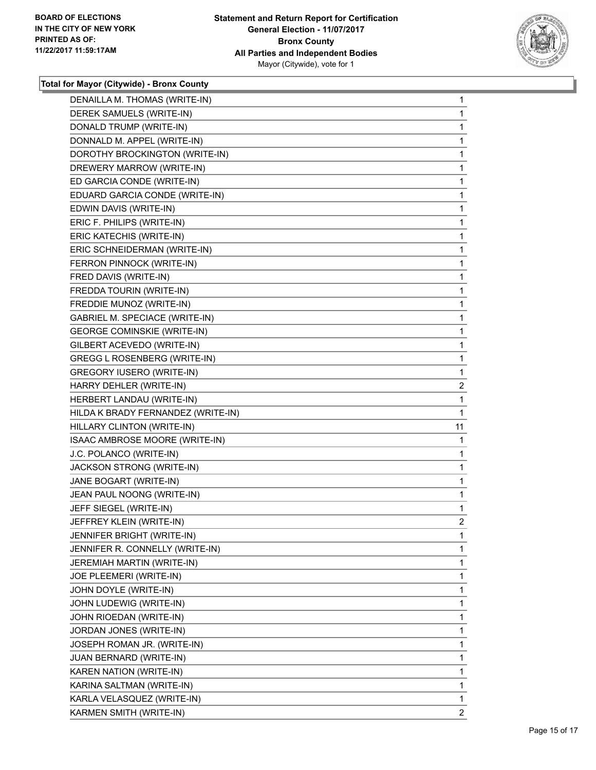**BOARD OF ELECTIONS IN THE CITY OF NEW YORK PRINTED AS OF: 11/22/2017 11:59:17AM**

**Statement and Return Report for Certification General Election - 11/07/2017 Bronx County All Parties and Independent Bodies** Mayor (Citywide), vote for 1

### Total for Mayor (Citywide) - Bronx County

| | |
|---|---|
| DENAILLA M. THOMAS (WRITE-IN) | 1 |
| DEREK SAMUELS (WRITE-IN) | 1 |
| DONALD TRUMP (WRITE-IN) | 1 |
| DONNALD M. APPEL (WRITE-IN) | 1 |
| DOROTHY BROCKINGTON (WRITE-IN) | 1 |
| DREWERY MARROW (WRITE-IN) | 1 |
| ED GARCIA CONDE (WRITE-IN) | 1 |
| EDUARD GARCIA CONDE (WRITE-IN) | 1 |
| EDWIN DAVIS (WRITE-IN) | 1 |
| ERIC F. PHILIPS (WRITE-IN) | 1 |
| ERIC KATECHIS (WRITE-IN) | 1 |
| ERIC SCHNEIDERMAN (WRITE-IN) | 1 |
| FERRON PINNOCK (WRITE-IN) | 1 |
| FRED DAVIS (WRITE-IN) | 1 |
| FREDDA TOURIN (WRITE-IN) | 1 |
| FREDDIE MUNOZ (WRITE-IN) | 1 |
| GABRIEL M. SPECIACE (WRITE-IN) | 1 |
| GEORGE COMINSKIE (WRITE-IN) | 1 |
| GILBERT ACEVEDO (WRITE-IN) | 1 |
| GREGG L ROSENBERG (WRITE-IN) | 1 |
| GREGORY IUSERO (WRITE-IN) | 1 |
| HARRY DEHLER (WRITE-IN) | 2 |
| HERBERT LANDAU (WRITE-IN) | 1 |
| HILDA K BRADY FERNANDEZ (WRITE-IN) | 1 |
| HILLARY CLINTON (WRITE-IN) | 11 |
| ISAAC AMBROSE MOORE (WRITE-IN) | 1 |
| J.C. POLANCO (WRITE-IN) | 1 |
| JACKSON STRONG (WRITE-IN) | 1 |
| JANE BOGART (WRITE-IN) | 1 |
| JEAN PAUL NOONG (WRITE-IN) | 1 |
| JEFF SIEGEL (WRITE-IN) | 1 |
| JEFFREY KLEIN (WRITE-IN) | 2 |
| JENNIFER BRIGHT (WRITE-IN) | 1 |
| JENNIFER R. CONNELLY (WRITE-IN) | 1 |
| JEREMIAH MARTIN (WRITE-IN) | 1 |
| JOE PLEEMERI (WRITE-IN) | 1 |
| JOHN DOYLE (WRITE-IN) | 1 |
| JOHN LUDEWIG (WRITE-IN) | 1 |
| JOHN RIOEDAN (WRITE-IN) | 1 |
| JORDAN JONES (WRITE-IN) | 1 |
| JOSEPH ROMAN JR. (WRITE-IN) | 1 |
| JUAN BERNARD (WRITE-IN) | 1 |
| KAREN NATION (WRITE-IN) | 1 |
| KARINA SALTMAN (WRITE-IN) | 1 |
| KARLA VELASQUEZ (WRITE-IN) | 1 |
| KARMEN SMITH (WRITE-IN) | 2 |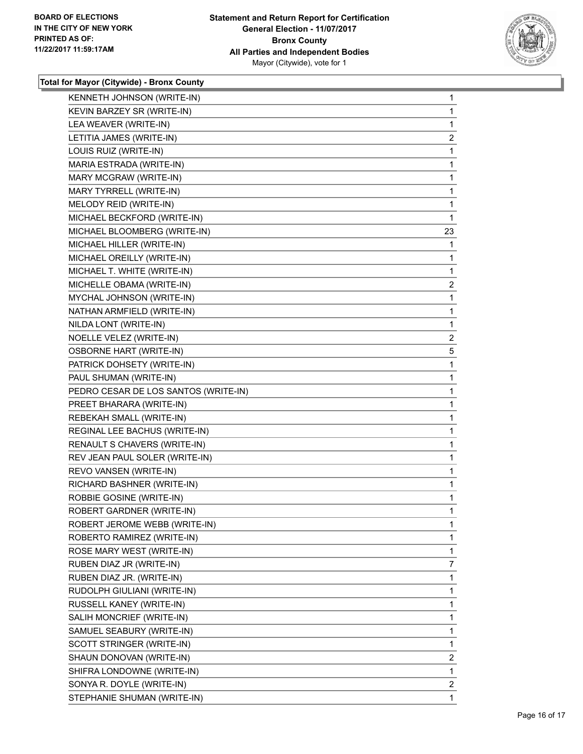BOARD OF ELECTIONS
IN THE CITY OF NEW YORK
PRINTED AS OF:
11/22/2017 11:59:17AM

**Statement and Return Report for Certification**
**General Election - 11/07/2017**
**Bronx County**
**All Parties and Independent Bodies**
Mayor (Citywide), vote for 1

### Total for Mayor (Citywide) - Bronx County

| | |
|---|---|
| KENNETH JOHNSON (WRITE-IN) | 1 |
| KEVIN BARZEY SR (WRITE-IN) | 1 |
| LEA WEAVER (WRITE-IN) | 1 |
| LETITIA JAMES (WRITE-IN) | 2 |
| LOUIS RUIZ (WRITE-IN) | 1 |
| MARIA ESTRADA (WRITE-IN) | 1 |
| MARY MCGRAW (WRITE-IN) | 1 |
| MARY TYRRELL (WRITE-IN) | 1 |
| MELODY REID (WRITE-IN) | 1 |
| MICHAEL BECKFORD (WRITE-IN) | 1 |
| MICHAEL BLOOMBERG (WRITE-IN) | 23 |
| MICHAEL HILLER (WRITE-IN) | 1 |
| MICHAEL OREILLY (WRITE-IN) | 1 |
| MICHAEL T. WHITE (WRITE-IN) | 1 |
| MICHELLE OBAMA (WRITE-IN) | 2 |
| MYCHAL JOHNSON (WRITE-IN) | 1 |
| NATHAN ARMFIELD (WRITE-IN) | 1 |
| NILDA LONT (WRITE-IN) | 1 |
| NOELLE VELEZ (WRITE-IN) | 2 |
| OSBORNE HART (WRITE-IN) | 5 |
| PATRICK DOHSETY (WRITE-IN) | 1 |
| PAUL SHUMAN (WRITE-IN) | 1 |
| PEDRO CESAR DE LOS SANTOS (WRITE-IN) | 1 |
| PREET BHARARA (WRITE-IN) | 1 |
| REBEKAH SMALL (WRITE-IN) | 1 |
| REGINAL LEE BACHUS (WRITE-IN) | 1 |
| RENAULT S CHAVERS (WRITE-IN) | 1 |
| REV JEAN PAUL SOLER (WRITE-IN) | 1 |
| REVO VANSEN (WRITE-IN) | 1 |
| RICHARD BASHNER (WRITE-IN) | 1 |
| ROBBIE GOSINE (WRITE-IN) | 1 |
| ROBERT GARDNER (WRITE-IN) | 1 |
| ROBERT JEROME WEBB (WRITE-IN) | 1 |
| ROBERTO RAMIREZ (WRITE-IN) | 1 |
| ROSE MARY WEST (WRITE-IN) | 1 |
| RUBEN DIAZ JR (WRITE-IN) | 7 |
| RUBEN DIAZ JR. (WRITE-IN) | 1 |
| RUDOLPH GIULIANI (WRITE-IN) | 1 |
| RUSSELL KANEY (WRITE-IN) | 1 |
| SALIH MONCRIEF (WRITE-IN) | 1 |
| SAMUEL SEABURY (WRITE-IN) | 1 |
| SCOTT STRINGER (WRITE-IN) | 1 |
| SHAUN DONOVAN (WRITE-IN) | 2 |
| SHIFRA LONDOWNE (WRITE-IN) | 1 |
| SONYA R. DOYLE (WRITE-IN) | 2 |
| STEPHANIE SHUMAN (WRITE-IN) | 1 |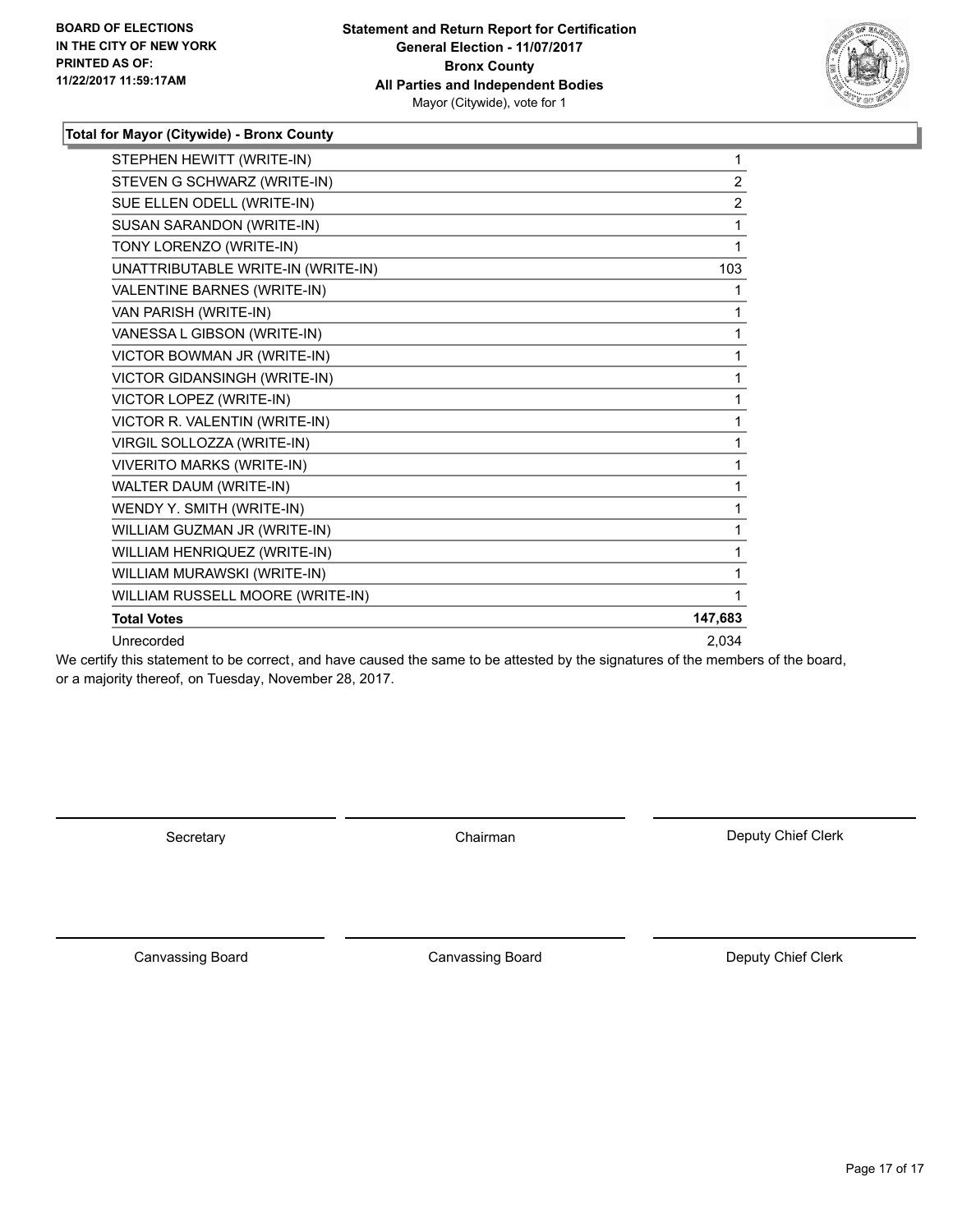**BOARD OF ELECTIONS IN THE CITY OF NEW YORK PRINTED AS OF: 11/22/2017 11:59:17AM**

**Statement and Return Report for Certification General Election - 11/07/2017 Bronx County All Parties and Independent Bodies**
Mayor (Citywide), vote for 1

**Total for Mayor (Citywide) - Bronx County**

| | |
|---|---|
| STEPHEN HEWITT (WRITE-IN) | 1 |
| STEVEN G SCHWARZ (WRITE-IN) | 2 |
| SUE ELLEN ODELL (WRITE-IN) | 2 |
| SUSAN SARANDON (WRITE-IN) | 1 |
| TONY LORENZO (WRITE-IN) | 1 |
| UNATTRIBUTABLE WRITE-IN (WRITE-IN) | 103 |
| VALENTINE BARNES (WRITE-IN) | 1 |
| VAN PARISH (WRITE-IN) | 1 |
| VANESSA L GIBSON (WRITE-IN) | 1 |
| VICTOR BOWMAN JR (WRITE-IN) | 1 |
| VICTOR GIDANSINGH (WRITE-IN) | 1 |
| VICTOR LOPEZ (WRITE-IN) | 1 |
| VICTOR R. VALENTIN (WRITE-IN) | 1 |
| VIRGIL SOLLOZZA (WRITE-IN) | 1 |
| VIVERITO MARKS (WRITE-IN) | 1 |
| WALTER DAUM (WRITE-IN) | 1 |
| WENDY Y. SMITH (WRITE-IN) | 1 |
| WILLIAM GUZMAN JR (WRITE-IN) | 1 |
| WILLIAM HENRIQUEZ (WRITE-IN) | 1 |
| WILLIAM MURAWSKI (WRITE-IN) | 1 |
| WILLIAM RUSSELL MOORE (WRITE-IN) | 1 |
| **Total Votes** | **147,683** |
| Unrecorded | 2,034 |

We certify this statement to be correct, and have caused the same to be attested by the signatures of the members of the board, or a majority thereof, on Tuesday, November 28, 2017.

Secretary

Chairman

Deputy Chief Clerk

Canvassing Board

Canvassing Board

Deputy Chief Clerk